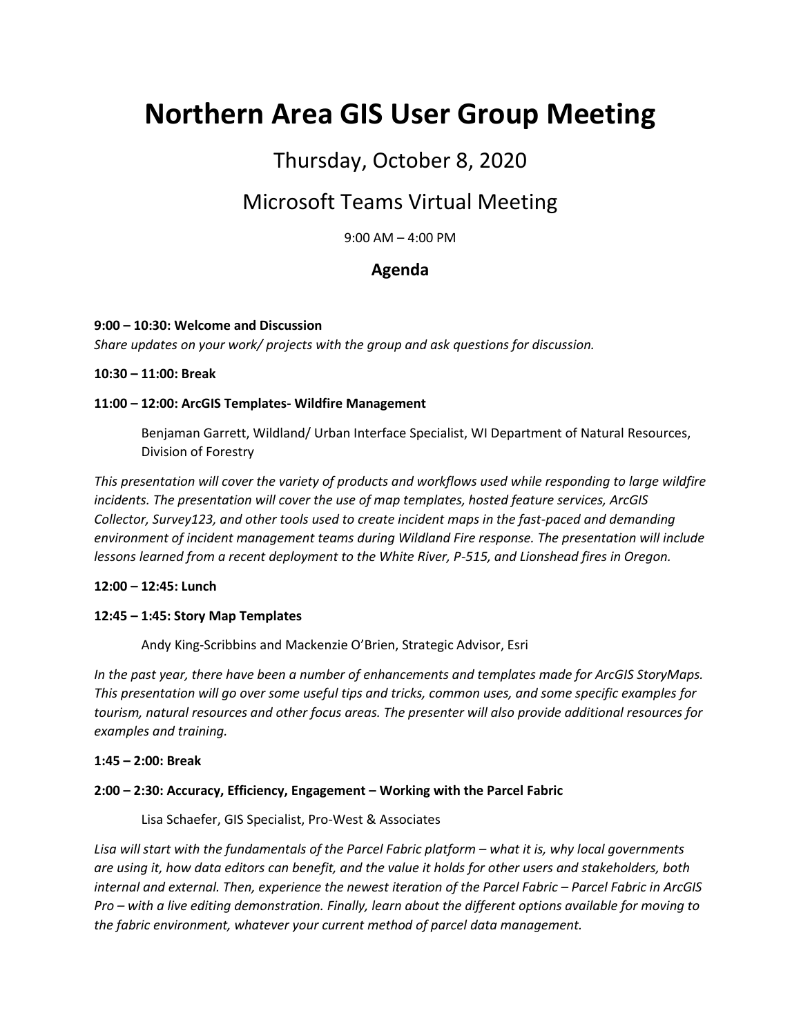# Northern Area GIS User Group Meeting

## Thursday, October 8, 2020

## Microsoft Teams Virtual Meeting

9:00 AM – 4:00 PM

### Agenda

**9:00 – 10:30: Welcome and Discussion**

*Share updates on your work/ projects with the group and ask questions for discussion.*

**10:30 – 11:00: Break**

**11:00 – 12:00: ArcGIS Templates- Wildfire Management**

> Benjaman Garrett, Wildland/ Urban Interface Specialist, WI Department of Natural Resources, Division of Forestry

*This presentation will cover the variety of products and workflows used while responding to large wildfire incidents. The presentation will cover the use of map templates, hosted feature services, ArcGIS Collector, Survey123, and other tools used to create incident maps in the fast-paced and demanding environment of incident management teams during Wildland Fire response. The presentation will include lessons learned from a recent deployment to the White River, P-515, and Lionshead fires in Oregon.*

**12:00 – 12:45: Lunch**

**12:45 – 1:45: Story Map Templates**

> Andy King-Scribbins and Mackenzie O'Brien, Strategic Advisor, Esri

*In the past year, there have been a number of enhancements and templates made for ArcGIS StoryMaps. This presentation will go over some useful tips and tricks, common uses, and some specific examples for tourism, natural resources and other focus areas. The presenter will also provide additional resources for examples and training.*

**1:45 – 2:00: Break**

**2:00 – 2:30: Accuracy, Efficiency, Engagement – Working with the Parcel Fabric**

> Lisa Schaefer, GIS Specialist, Pro-West & Associates

*Lisa will start with the fundamentals of the Parcel Fabric platform – what it is, why local governments are using it, how data editors can benefit, and the value it holds for other users and stakeholders, both internal and external. Then, experience the newest iteration of the Parcel Fabric – Parcel Fabric in ArcGIS Pro – with a live editing demonstration. Finally, learn about the different options available for moving to the fabric environment, whatever your current method of parcel data management.*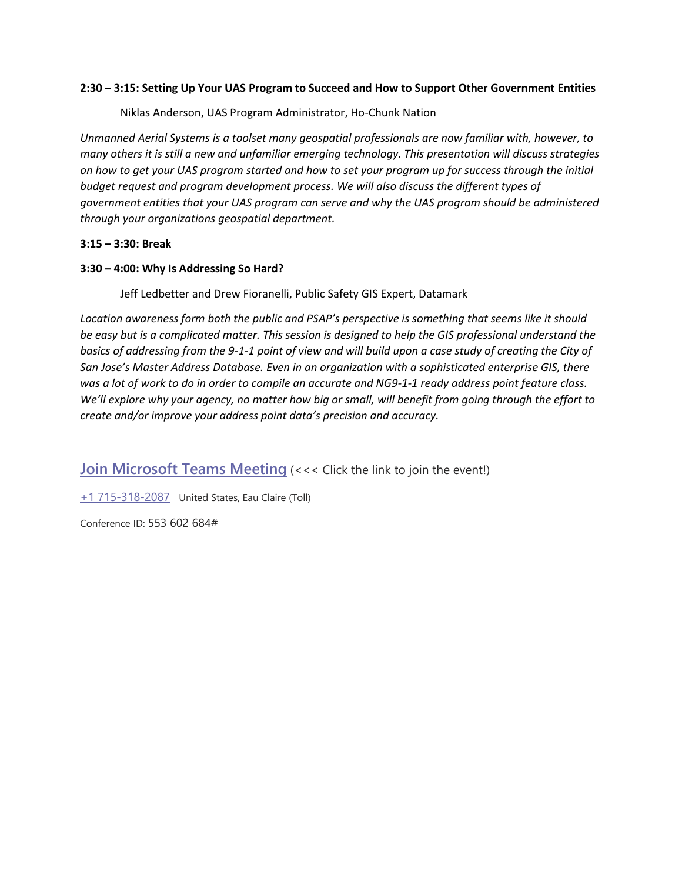**2:30 – 3:15: Setting Up Your UAS Program to Succeed and How to Support Other Government Entities**

Niklas Anderson, UAS Program Administrator, Ho-Chunk Nation

*Unmanned Aerial Systems is a toolset many geospatial professionals are now familiar with, however, to many others it is still a new and unfamiliar emerging technology. This presentation will discuss strategies on how to get your UAS program started and how to set your program up for success through the initial budget request and program development process. We will also discuss the different types of government entities that your UAS program can serve and why the UAS program should be administered through your organizations geospatial department.*

**3:15 – 3:30: Break**

**3:30 – 4:00: Why Is Addressing So Hard?**

Jeff Ledbetter and Drew Fioranelli, Public Safety GIS Expert, Datamark

*Location awareness form both the public and PSAP's perspective is something that seems like it should be easy but is a complicated matter. This session is designed to help the GIS professional understand the basics of addressing from the 9-1-1 point of view and will build upon a case study of creating the City of San Jose's Master Address Database. Even in an organization with a sophisticated enterprise GIS, there was a lot of work to do in order to compile an accurate and NG9-1-1 ready address point feature class. We'll explore why your agency, no matter how big or small, will benefit from going through the effort to create and/or improve your address point data's precision and accuracy.*

**Join Microsoft Teams Meeting** (<<< Click the link to join the event!)

+1 715-318-2087 United States, Eau Claire (Toll)

Conference ID: 553 602 684#